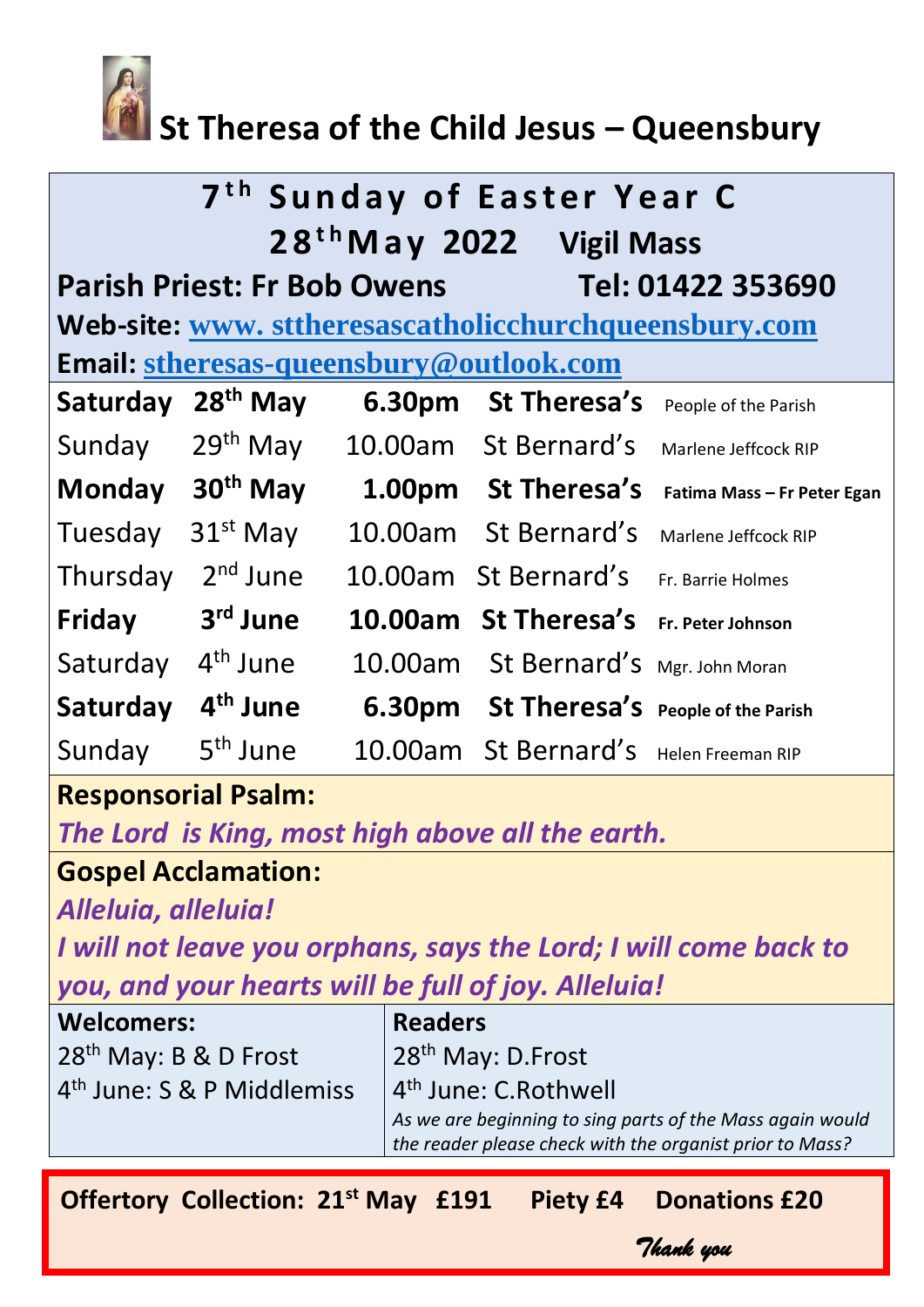# St Theresa of the Child Jesus – Queensbury

## 7th Sunday of Easter Year C

## 28th May 2022 Vigil Mass

**Parish Priest: Fr Bob Owens Tel: 01422 353690**

**Web-site:** [www. sttheresascatholicchurchqueensbury.com](http://www.sttheresascatholicchurchqueensbury.com)

**Email:** [stheresas-queensbury@outlook.com](mailto:stheresas-queensbury@outlook.com)

| | | | | |
|---|---|---|---|---|
| **Saturday** | **28th May** | **6.30pm** | **St Theresa's** | People of the Parish |
| Sunday | 29th May | 10.00am | St Bernard's | Marlene Jeffcock RIP |
| **Monday** | **30th May** | **1.00pm** | **St Theresa's** | **Fatima Mass – Fr Peter Egan** |
| Tuesday | 31st May | 10.00am | St Bernard's | Marlene Jeffcock RIP |
| Thursday | 2nd June | 10.00am | St Bernard's | Fr. Barrie Holmes |
| **Friday** | **3rd June** | **10.00am** | **St Theresa's** | **Fr. Peter Johnson** |
| Saturday | 4th June | 10.00am | St Bernard's | Mgr. John Moran |
| **Saturday** | **4th June** | **6.30pm** | **St Theresa's** | **People of the Parish** |
| Sunday | 5th June | 10.00am | St Bernard's | Helen Freeman RIP |

**Responsorial Psalm:**

*The Lord is King, most high above all the earth.*

**Gospel Acclamation:**

*Alleluia, alleluia!*

*I will not leave you orphans, says the Lord; I will come back to you, and your hearts will be full of joy. Alleluia!*

| **Welcomers:** | **Readers** |
|---|---|
| 28th May: B & D Frost | 28th May: D.Frost |
| 4th June: S & P Middlemiss | 4th June: C.Rothwell |
| | *As we are beginning to sing parts of the Mass again would the reader please check with the organist prior to Mass?* |

**Offertory Collection: 21st May £191 Piety £4 Donations £20**

*Thank you*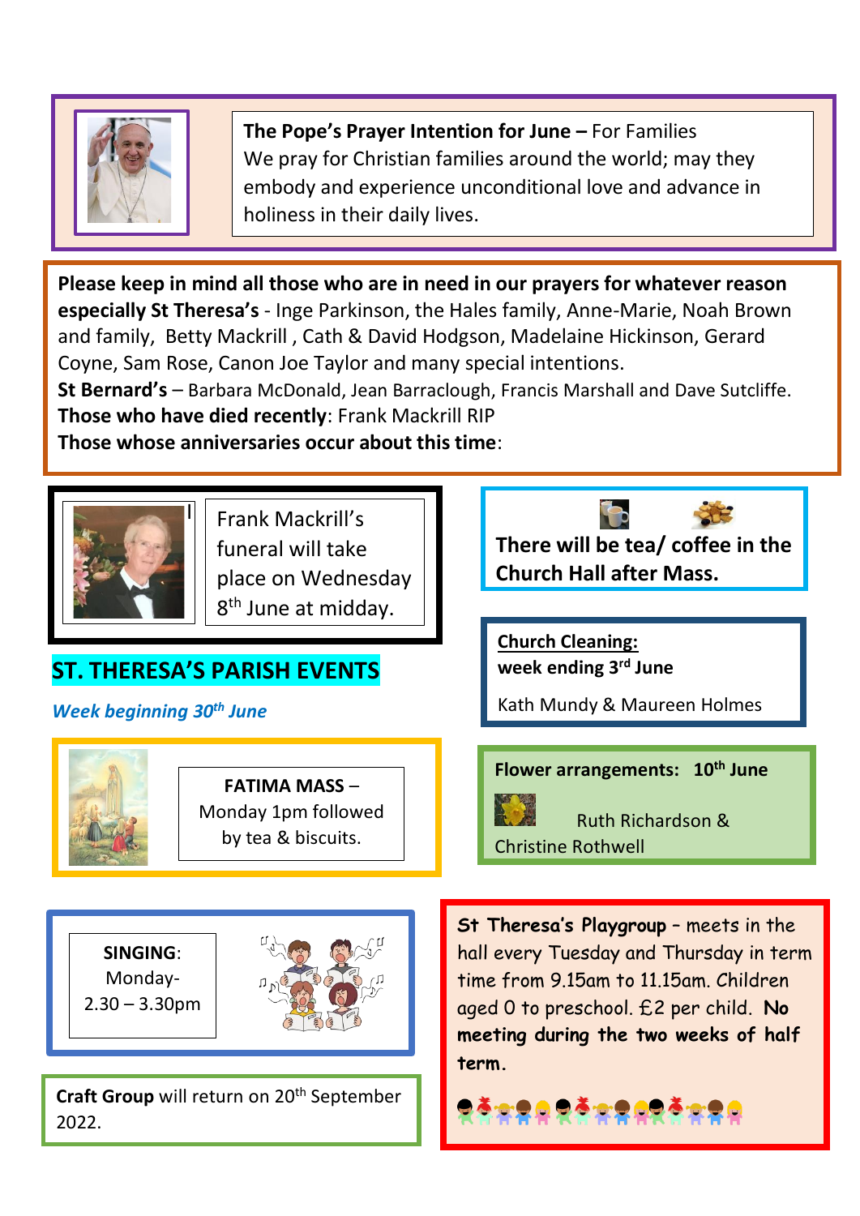**The Pope's Prayer Intention for June –** For Families
We pray for Christian families around the world; may they embody and experience unconditional love and advance in holiness in their daily lives.

**Please keep in mind all those who are in need in our prayers for whatever reason especially St Theresa's** - Inge Parkinson, the Hales family, Anne-Marie, Noah Brown and family, Betty Mackrill , Cath & David Hodgson, Madelaine Hickinson, Gerard Coyne, Sam Rose, Canon Joe Taylor and many special intentions.
**St Bernard's** – Barbara McDonald, Jean Barraclough, Francis Marshall and Dave Sutcliffe.
**Those who have died recently**: Frank Mackrill RIP
**Those whose anniversaries occur about this time**:

Frank Mackrill's funeral will take place on Wednesday 8th June at midday.

**There will be tea/ coffee in the Church Hall after Mass.**

## ST. THERESA'S PARISH EVENTS

***Week beginning 30th June***

**FATIMA MASS** – Monday 1pm followed by tea & biscuits.

**Church Cleaning:**
**week ending 3rd June**

Kath Mundy & Maureen Holmes

**Flower arrangements: 10th June**

Ruth Richardson & Christine Rothwell

**SINGING**: Monday- 2.30 – 3.30pm

**St Theresa's Playgroup** – meets in the hall every Tuesday and Thursday in term time from 9.15am to 11.15am. Children aged 0 to preschool. £2 per child. **No meeting during the two weeks of half term.**

**Craft Group** will return on 20th September 2022.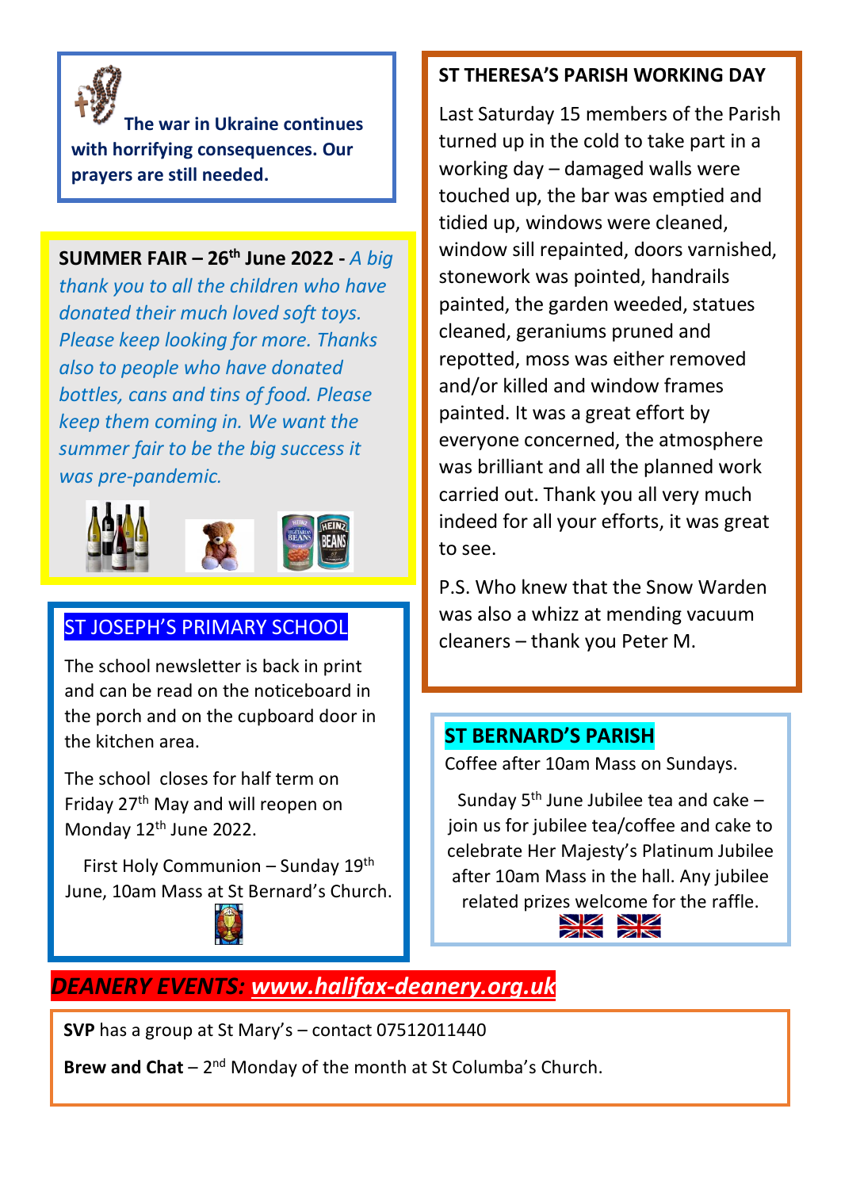**The war in Ukraine continues with horrifying consequences. Our prayers are still needed.**

**SUMMER FAIR – 26th June 2022 -** *A big thank you to all the children who have donated their much loved soft toys. Please keep looking for more. Thanks also to people who have donated bottles, cans and tins of food. Please keep them coming in. We want the summer fair to be the big success it was pre-pandemic.*

## ST JOSEPH'S PRIMARY SCHOOL

The school newsletter is back in print and can be read on the noticeboard in the porch and on the cupboard door in the kitchen area.

The school closes for half term on Friday 27th May and will reopen on Monday 12th June 2022.

First Holy Communion – Sunday 19th June, 10am Mass at St Bernard's Church.

## ST THERESA'S PARISH WORKING DAY

Last Saturday 15 members of the Parish turned up in the cold to take part in a working day – damaged walls were touched up, the bar was emptied and tidied up, windows were cleaned, window sill repainted, doors varnished, stonework was pointed, handrails painted, the garden weeded, statues cleaned, geraniums pruned and repotted, moss was either removed and/or killed and window frames painted. It was a great effort by everyone concerned, the atmosphere was brilliant and all the planned work carried out. Thank you all very much indeed for all your efforts, it was great to see.

P.S. Who knew that the Snow Warden was also a whizz at mending vacuum cleaners – thank you Peter M.

## ST BERNARD'S PARISH

Coffee after 10am Mass on Sundays.

Sunday 5th June Jubilee tea and cake – join us for jubilee tea/coffee and cake to celebrate Her Majesty's Platinum Jubilee after 10am Mass in the hall. Any jubilee related prizes welcome for the raffle.

## *DEANERY EVENTS: www.halifax-deanery.org.uk*

**SVP** has a group at St Mary's – contact 07512011440

**Brew and Chat** – 2nd Monday of the month at St Columba's Church.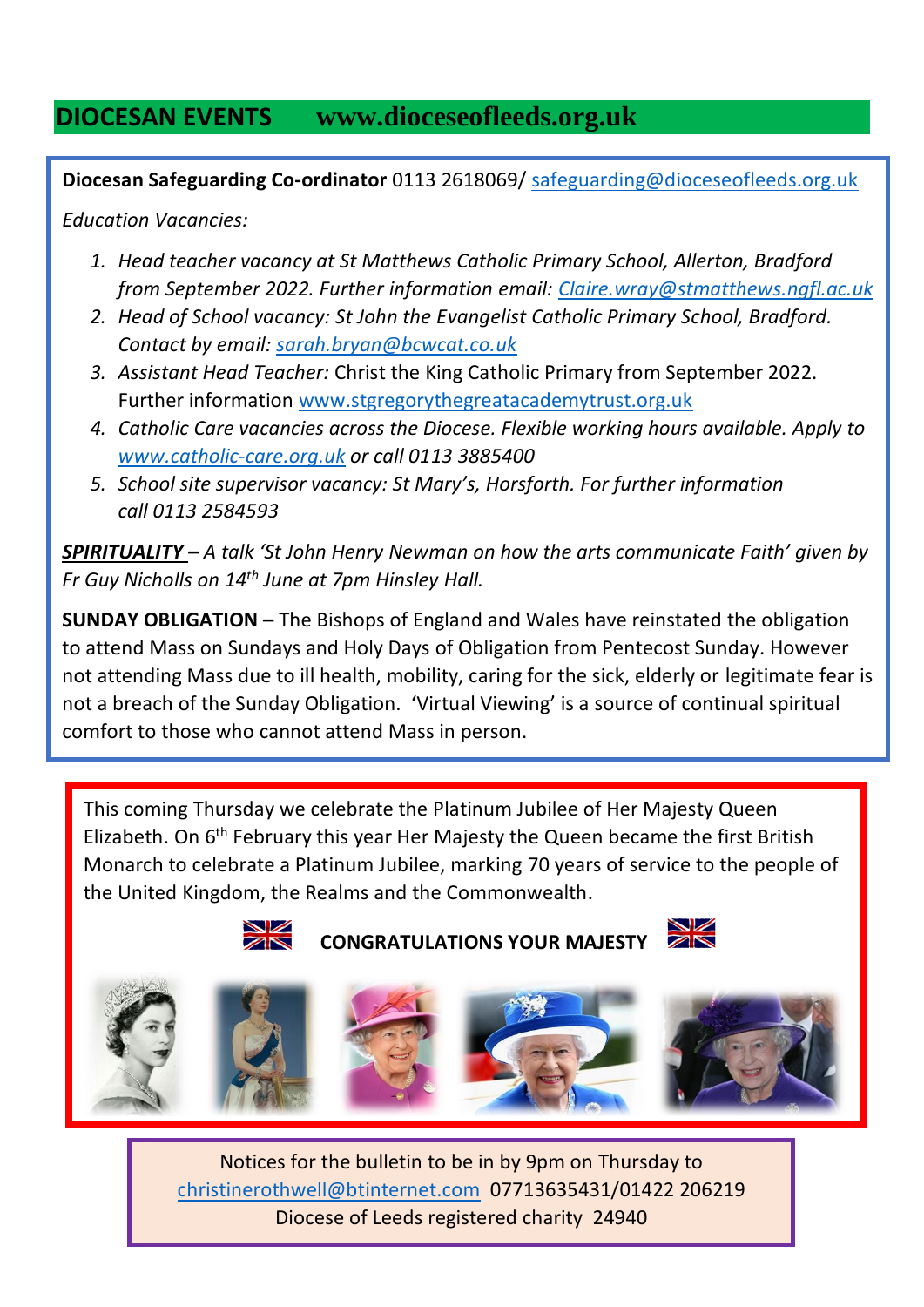## DIOCESAN EVENTS www.dioceseofleeds.org.uk

**Diocesan Safeguarding Co-ordinator** 0113 2618069/ safeguarding@dioceseofleeds.org.uk

*Education Vacancies:*

1. *Head teacher vacancy at St Matthews Catholic Primary School, Allerton, Bradford from September 2022. Further information email: Claire.wray@stmatthews.ngfl.ac.uk*
2. *Head of School vacancy: St John the Evangelist Catholic Primary School, Bradford. Contact by email: sarah.bryan@bcwcat.co.uk*
3. *Assistant Head Teacher:* Christ the King Catholic Primary from September 2022. Further information www.stgregorythegreatacademytrust.org.uk
4. *Catholic Care vacancies across the Diocese. Flexible working hours available. Apply to www.catholic-care.org.uk or call 0113 3885400*
5. *School site supervisor vacancy: St Mary's, Horsforth. For further information call 0113 2584593*

***SPIRITUALITY*** *– A talk 'St John Henry Newman on how the arts communicate Faith' given by Fr Guy Nicholls on 14th June at 7pm Hinsley Hall.*

**SUNDAY OBLIGATION –** The Bishops of England and Wales have reinstated the obligation to attend Mass on Sundays and Holy Days of Obligation from Pentecost Sunday. However not attending Mass due to ill health, mobility, caring for the sick, elderly or legitimate fear is not a breach of the Sunday Obligation. 'Virtual Viewing' is a source of continual spiritual comfort to those who cannot attend Mass in person.

This coming Thursday we celebrate the Platinum Jubilee of Her Majesty Queen Elizabeth. On 6th February this year Her Majesty the Queen became the first British Monarch to celebrate a Platinum Jubilee, marking 70 years of service to the people of the United Kingdom, the Realms and the Commonwealth.

**CONGRATULATIONS YOUR MAJESTY**

Notices for the bulletin to be in by 9pm on Thursday to christinerothwell@btinternet.com 07713635431/01422 206219
Diocese of Leeds registered charity 24940